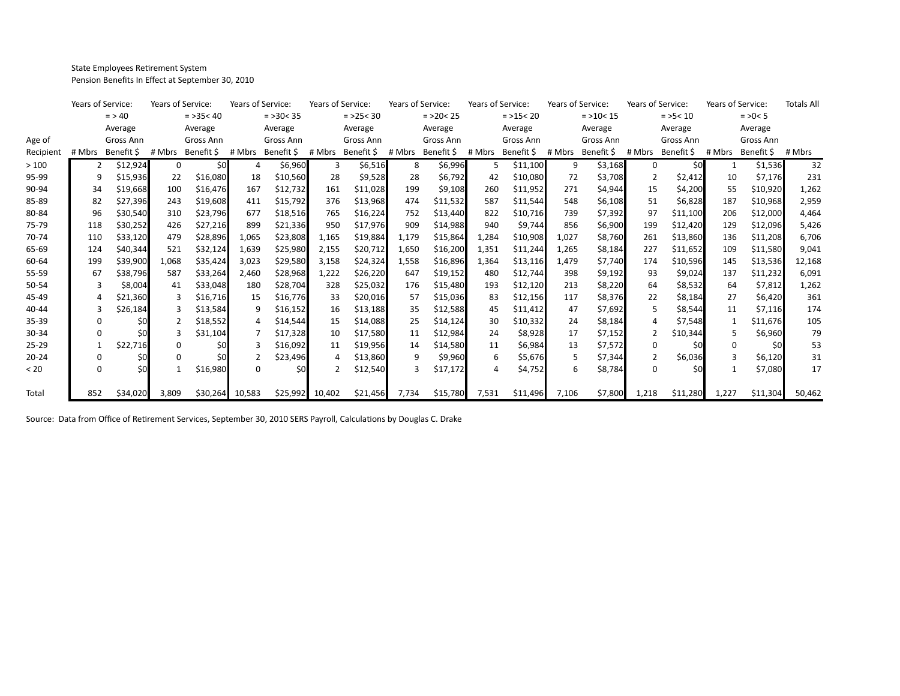State Employees Retirement System
Pension Benefits In Effect at September 30, 2010

| Age of Recipient | Years of Service: = > 40 # Mbrs | Average Gross Ann Benefit $ | Years of Service: = >35< 40 # Mbrs | Average Gross Ann Benefit $ | Years of Service: = >30< 35 # Mbrs | Average Gross Ann Benefit $ | Years of Service: = >25< 30 # Mbrs | Average Gross Ann Benefit $ | Years of Service: = >20< 25 # Mbrs | Average Gross Ann Benefit $ | Years of Service: = >15< 20 # Mbrs | Average Gross Ann Benefit $ | Years of Service: = >10< 15 # Mbrs | Average Gross Ann Benefit $ | Years of Service: = >5< 10 # Mbrs | Average Gross Ann Benefit $ | Years of Service: = >0< 5 # Mbrs | Average Gross Ann Benefit $ | Totals All # Mbrs |
|---|---|---|---|---|---|---|---|---|---|---|---|---|---|---|---|---|---|---|---|
| > 100 | 2 | $12,924 | 0 | $0 | 4 | $6,960 | 3 | $6,516 | 8 | $6,996 | 5 | $11,100 | 9 | $3,168 | 0 | $0 | 1 | $1,536 | 32 |
| 95-99 | 9 | $15,936 | 22 | $16,080 | 18 | $10,560 | 28 | $9,528 | 28 | $6,792 | 42 | $10,080 | 72 | $3,708 | 2 | $2,412 | 10 | $7,176 | 231 |
| 90-94 | 34 | $19,668 | 100 | $16,476 | 167 | $12,732 | 161 | $11,028 | 199 | $9,108 | 260 | $11,952 | 271 | $4,944 | 15 | $4,200 | 55 | $10,920 | 1,262 |
| 85-89 | 82 | $27,396 | 243 | $19,608 | 411 | $15,792 | 376 | $13,968 | 474 | $11,532 | 587 | $11,544 | 548 | $6,108 | 51 | $6,828 | 187 | $10,968 | 2,959 |
| 80-84 | 96 | $30,540 | 310 | $23,796 | 677 | $18,516 | 765 | $16,224 | 752 | $13,440 | 822 | $10,716 | 739 | $7,392 | 97 | $11,100 | 206 | $12,000 | 4,464 |
| 75-79 | 118 | $30,252 | 426 | $27,216 | 899 | $21,336 | 950 | $17,976 | 909 | $14,988 | 940 | $9,744 | 856 | $6,900 | 199 | $12,420 | 129 | $12,096 | 5,426 |
| 70-74 | 110 | $33,120 | 479 | $28,896 | 1,065 | $23,808 | 1,165 | $19,884 | 1,179 | $15,864 | 1,284 | $10,908 | 1,027 | $8,760 | 261 | $13,860 | 136 | $11,208 | 6,706 |
| 65-69 | 124 | $40,344 | 521 | $32,124 | 1,639 | $25,980 | 2,155 | $20,712 | 1,650 | $16,200 | 1,351 | $11,244 | 1,265 | $8,184 | 227 | $11,652 | 109 | $11,580 | 9,041 |
| 60-64 | 199 | $39,900 | 1,068 | $35,424 | 3,023 | $29,580 | 3,158 | $24,324 | 1,558 | $16,896 | 1,364 | $13,116 | 1,479 | $7,740 | 174 | $10,596 | 145 | $13,536 | 12,168 |
| 55-59 | 67 | $38,796 | 587 | $33,264 | 2,460 | $28,968 | 1,222 | $26,220 | 647 | $19,152 | 480 | $12,744 | 398 | $9,192 | 93 | $9,024 | 137 | $11,232 | 6,091 |
| 50-54 | 3 | $8,004 | 41 | $33,048 | 180 | $28,704 | 328 | $25,032 | 176 | $15,480 | 193 | $12,120 | 213 | $8,220 | 64 | $8,532 | 64 | $7,812 | 1,262 |
| 45-49 | 4 | $21,360 | 3 | $16,716 | 15 | $16,776 | 33 | $20,016 | 57 | $15,036 | 83 | $12,156 | 117 | $8,376 | 22 | $8,184 | 27 | $6,420 | 361 |
| 40-44 | 3 | $26,184 | 3 | $13,584 | 9 | $16,152 | 16 | $13,188 | 35 | $12,588 | 45 | $11,412 | 47 | $7,692 | 5 | $8,544 | 11 | $7,116 | 174 |
| 35-39 | 0 | $0 | 2 | $18,552 | 4 | $14,544 | 15 | $14,088 | 25 | $14,124 | 30 | $10,332 | 24 | $8,184 | 4 | $7,548 | 1 | $11,676 | 105 |
| 30-34 | 0 | $0 | 3 | $31,104 | 7 | $17,328 | 10 | $17,580 | 11 | $12,984 | 24 | $8,928 | 17 | $7,152 | 2 | $10,344 | 5 | $6,960 | 79 |
| 25-29 | 1 | $22,716 | 0 | $0 | 3 | $16,092 | 11 | $19,956 | 14 | $14,580 | 11 | $6,984 | 13 | $7,572 | 0 | $0 | 0 | $0 | 53 |
| 20-24 | 0 | $0 | 0 | $0 | 2 | $23,496 | 4 | $13,860 | 9 | $9,960 | 6 | $5,676 | 5 | $7,344 | 2 | $6,036 | 3 | $6,120 | 31 |
| < 20 | 0 | $0 | 1 | $16,980 | 0 | $0 | 2 | $12,540 | 3 | $17,172 | 4 | $4,752 | 6 | $8,784 | 0 | $0 | 1 | $7,080 | 17 |
| Total | 852 | $34,020 | 3,809 | $30,264 | 10,583 | $25,992 | 10,402 | $21,456 | 7,734 | $15,780 | 7,531 | $11,496 | 7,106 | $7,800 | 1,218 | $11,280 | 1,227 | $11,304 | 50,462 |

Source: Data from Office of Retirement Services, September 30, 2010 SERS Payroll, Calculations by Douglas C. Drake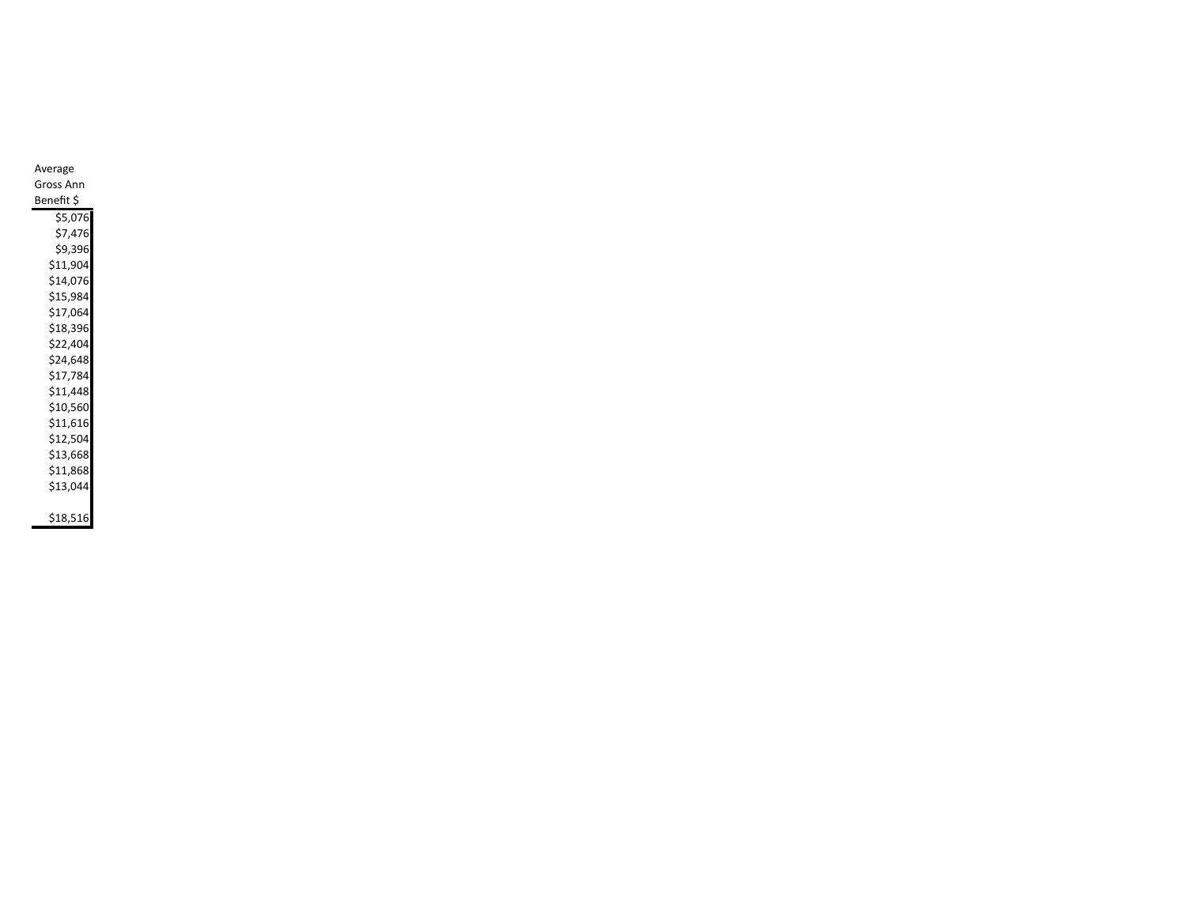| Average Gross Ann Benefit $ |
| --- |
| $5,076 |
| $7,476 |
| $9,396 |
| $11,904 |
| $14,076 |
| $15,984 |
| $17,064 |
| $18,396 |
| $22,404 |
| $24,648 |
| $17,784 |
| $11,448 |
| $10,560 |
| $11,616 |
| $12,504 |
| $13,668 |
| $11,868 |
| $13,044 |
| |
| $18,516 |